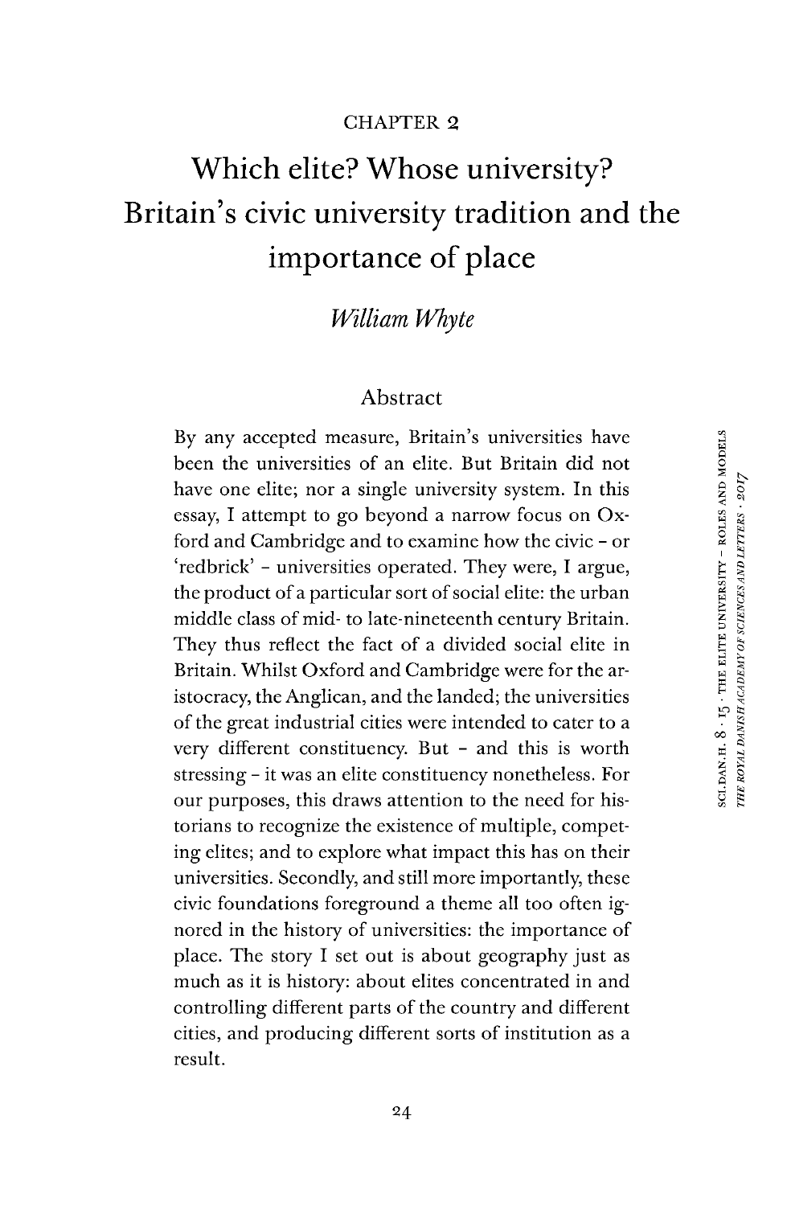CHAPTER 2

# Which elite? Whose university? Britain's civic university tradition and the importance of place

*William Whyte*

## Abstract

By any accepted measure, Britain's universities have been the universities of an elite. But Britain did not have one elite; nor a single university system. In this essay, I attempt to go beyond a narrow focus on Oxford and Cambridge and to examine how the civic – or 'redbrick' – universities operated. They were, I argue, the product of a particular sort of social elite: the urban middle class of mid- to late-nineteenth century Britain. They thus reflect the fact of a divided social elite in Britain. Whilst Oxford and Cambridge were for the aristocracy, the Anglican, and the landed; the universities of the great industrial cities were intended to cater to a very different constituency. But – and this is worth stressing – it was an elite constituency nonetheless. For our purposes, this draws attention to the need for historians to recognize the existence of multiple, competing elites; and to explore what impact this has on their universities. Secondly, and still more importantly, these civic foundations foreground a theme all too often ignored in the history of universities: the importance of place. The story I set out is about geography just as much as it is history: about elites concentrated in and controlling different parts of the country and different cities, and producing different sorts of institution as a result.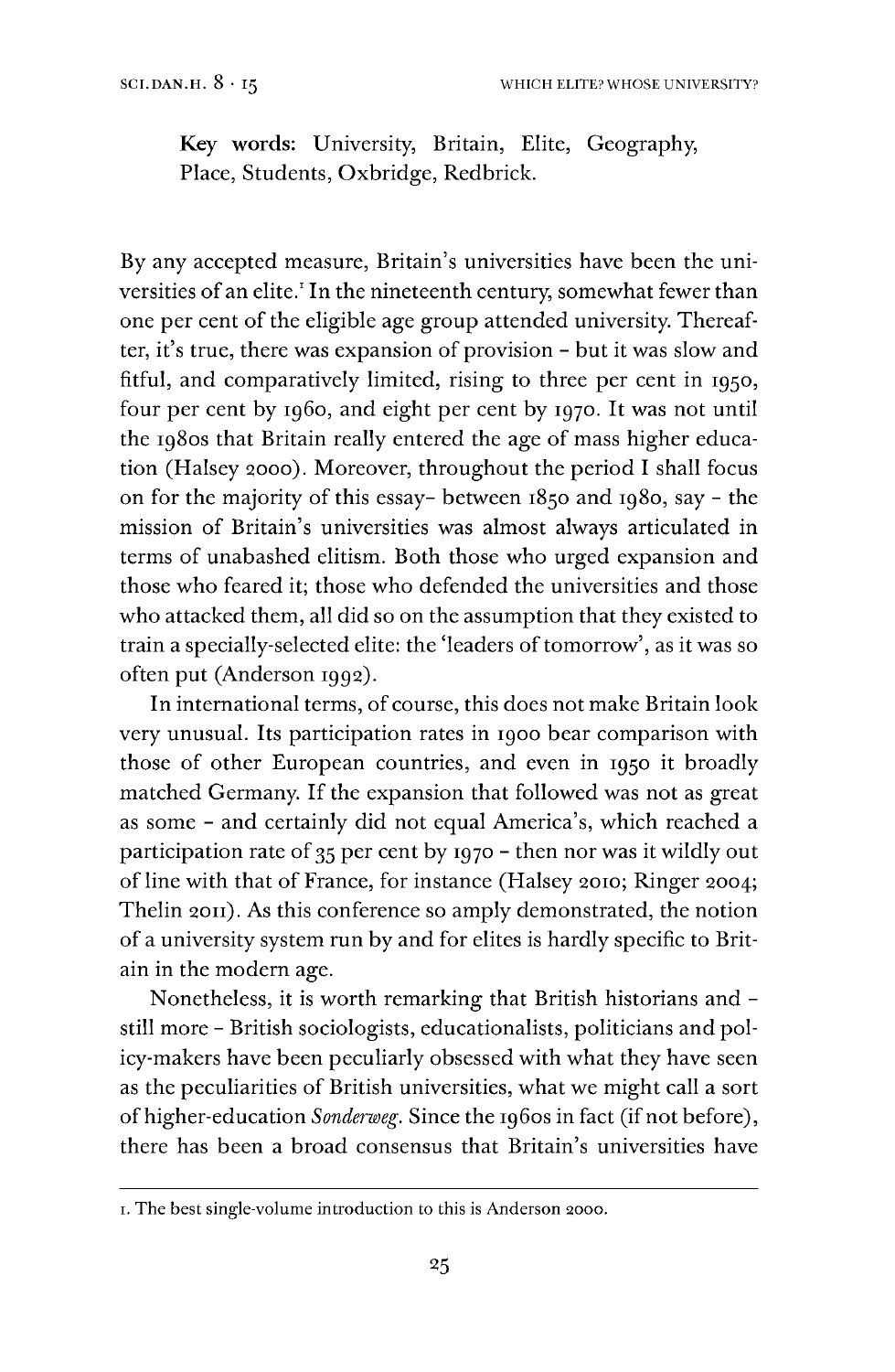**Key words:** University, Britain, Elite, Geography, Place, Students, Oxbridge, Redbrick.

By any accepted measure, Britain's universities have been the universities of an elite.[1] In the nineteenth century, somewhat fewer than one per cent of the eligible age group attended university. Thereafter, it's true, there was expansion of provision – but it was slow and fitful, and comparatively limited, rising to three per cent in 1950, four per cent by 1960, and eight per cent by 1970. It was not until the 1980s that Britain really entered the age of mass higher education (Halsey 2000). Moreover, throughout the period I shall focus on for the majority of this essay– between 1850 and 1980, say – the mission of Britain's universities was almost always articulated in terms of unabashed elitism. Both those who urged expansion and those who feared it; those who defended the universities and those who attacked them, all did so on the assumption that they existed to train a specially-selected elite: the 'leaders of tomorrow', as it was so often put (Anderson 1992).

In international terms, of course, this does not make Britain look very unusual. Its participation rates in 1900 bear comparison with those of other European countries, and even in 1950 it broadly matched Germany. If the expansion that followed was not as great as some – and certainly did not equal America's, which reached a participation rate of 35 per cent by 1970 – then nor was it wildly out of line with that of France, for instance (Halsey 2010; Ringer 2004; Thelin 2011). As this conference so amply demonstrated, the notion of a university system run by and for elites is hardly specific to Britain in the modern age.

Nonetheless, it is worth remarking that British historians and – still more – British sociologists, educationalists, politicians and policy-makers have been peculiarly obsessed with what they have seen as the peculiarities of British universities, what we might call a sort of higher-education *Sonderweg*. Since the 1960s in fact (if not before), there has been a broad consensus that Britain's universities have

---

1. The best single-volume introduction to this is Anderson 2000.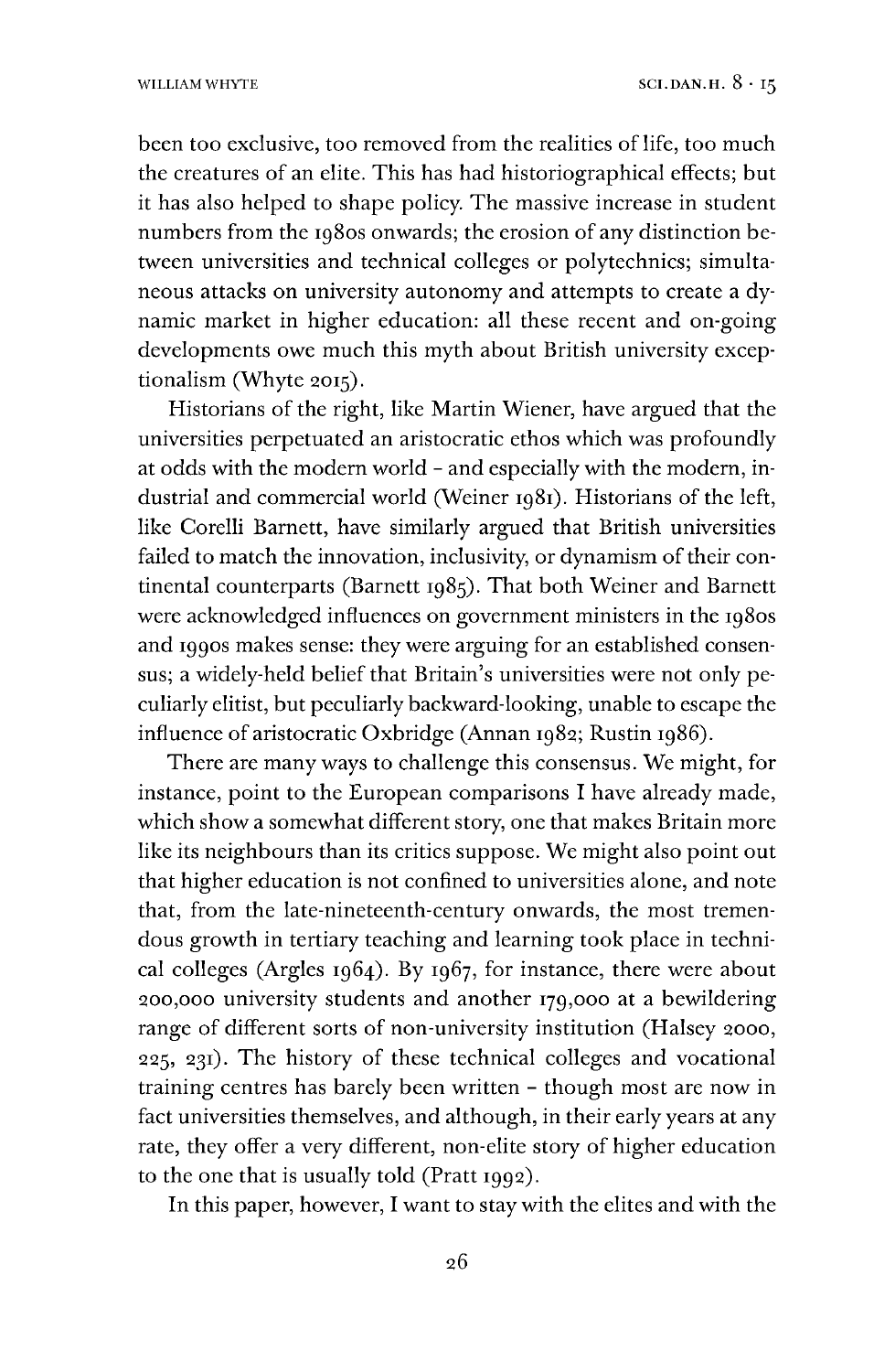been too exclusive, too removed from the realities of life, too much the creatures of an elite. This has had historiographical effects; but it has also helped to shape policy. The massive increase in student numbers from the 1980s onwards; the erosion of any distinction between universities and technical colleges or polytechnics; simultaneous attacks on university autonomy and attempts to create a dynamic market in higher education: all these recent and on-going developments owe much this myth about British university exceptionalism (Whyte 2015).

Historians of the right, like Martin Wiener, have argued that the universities perpetuated an aristocratic ethos which was profoundly at odds with the modern world – and especially with the modern, industrial and commercial world (Weiner 1981). Historians of the left, like Corelli Barnett, have similarly argued that British universities failed to match the innovation, inclusivity, or dynamism of their continental counterparts (Barnett 1985). That both Weiner and Barnett were acknowledged influences on government ministers in the 1980s and 1990s makes sense: they were arguing for an established consensus; a widely-held belief that Britain's universities were not only peculiarly elitist, but peculiarly backward-looking, unable to escape the influence of aristocratic Oxbridge (Annan 1982; Rustin 1986).

There are many ways to challenge this consensus. We might, for instance, point to the European comparisons I have already made, which show a somewhat different story, one that makes Britain more like its neighbours than its critics suppose. We might also point out that higher education is not confined to universities alone, and note that, from the late-nineteenth-century onwards, the most tremendous growth in tertiary teaching and learning took place in technical colleges (Argles 1964). By 1967, for instance, there were about 200,000 university students and another 179,000 at a bewildering range of different sorts of non-university institution (Halsey 2000, 225, 231). The history of these technical colleges and vocational training centres has barely been written – though most are now in fact universities themselves, and although, in their early years at any rate, they offer a very different, non-elite story of higher education to the one that is usually told (Pratt 1992).

In this paper, however, I want to stay with the elites and with the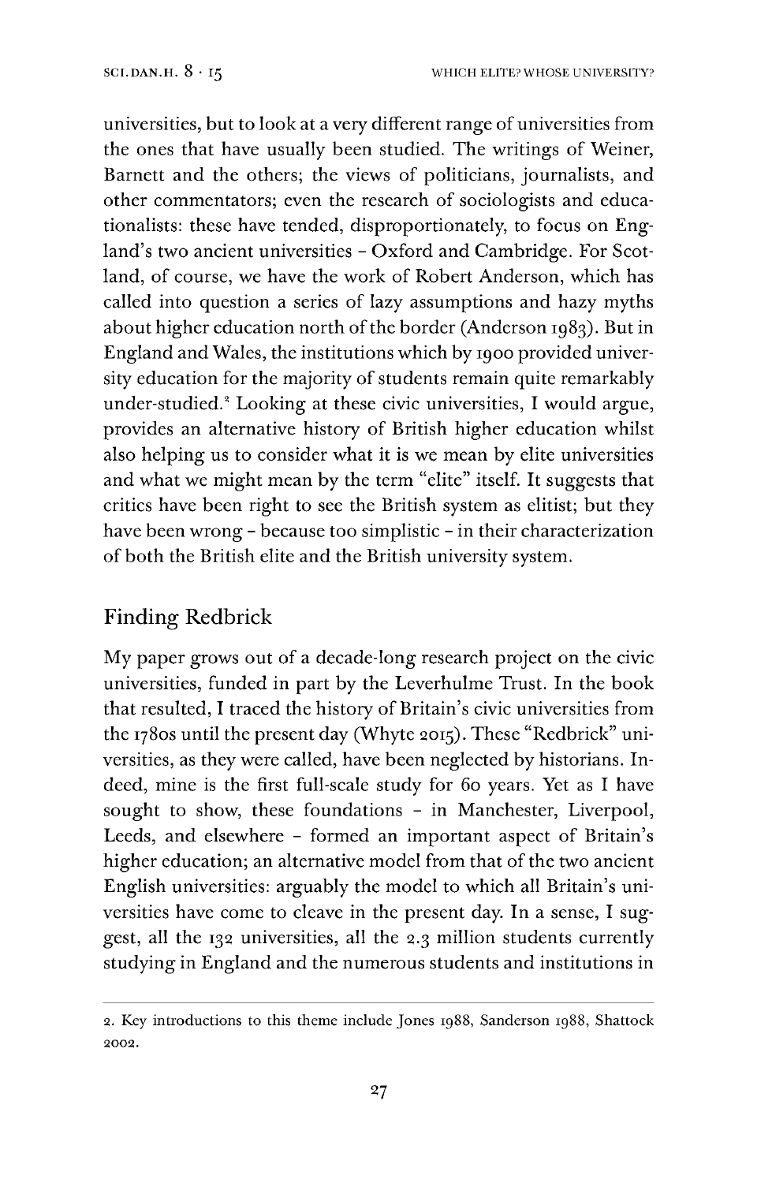universities, but to look at a very different range of universities from the ones that have usually been studied. The writings of Weiner, Barnett and the others; the views of politicians, journalists, and other commentators; even the research of sociologists and educationalists: these have tended, disproportionately, to focus on England's two ancient universities – Oxford and Cambridge. For Scotland, of course, we have the work of Robert Anderson, which has called into question a series of lazy assumptions and hazy myths about higher education north of the border (Anderson 1983). But in England and Wales, the institutions which by 1900 provided university education for the majority of students remain quite remarkably under-studied.[2] Looking at these civic universities, I would argue, provides an alternative history of British higher education whilst also helping us to consider what it is we mean by elite universities and what we might mean by the term "elite" itself. It suggests that critics have been right to see the British system as elitist; but they have been wrong – because too simplistic – in their characterization of both the British elite and the British university system.

## Finding Redbrick

My paper grows out of a decade-long research project on the civic universities, funded in part by the Leverhulme Trust. In the book that resulted, I traced the history of Britain's civic universities from the 1780s until the present day (Whyte 2015). These "Redbrick" universities, as they were called, have been neglected by historians. Indeed, mine is the first full-scale study for 60 years. Yet as I have sought to show, these foundations – in Manchester, Liverpool, Leeds, and elsewhere – formed an important aspect of Britain's higher education; an alternative model from that of the two ancient English universities: arguably the model to which all Britain's universities have come to cleave in the present day. In a sense, I suggest, all the 132 universities, all the 2.3 million students currently studying in England and the numerous students and institutions in

2. Key introductions to this theme include Jones 1988, Sanderson 1988, Shattock 2002.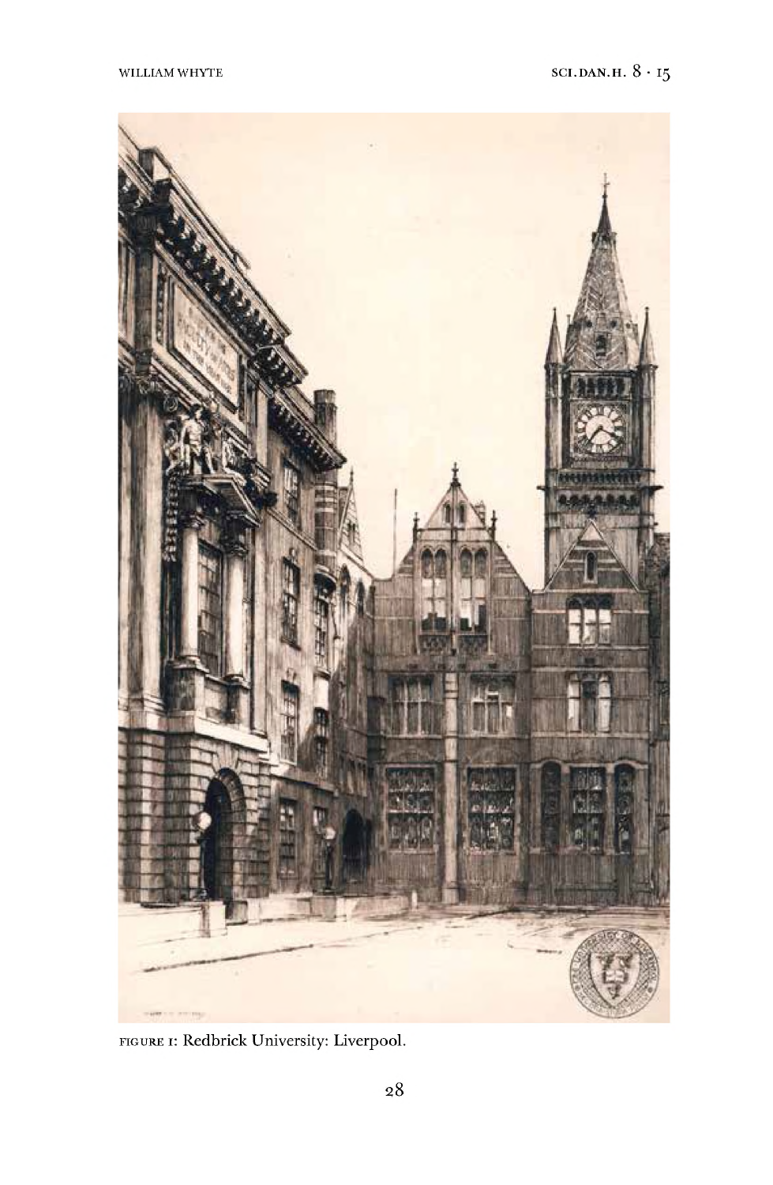FIGURE 1: Redbrick University: Liverpool.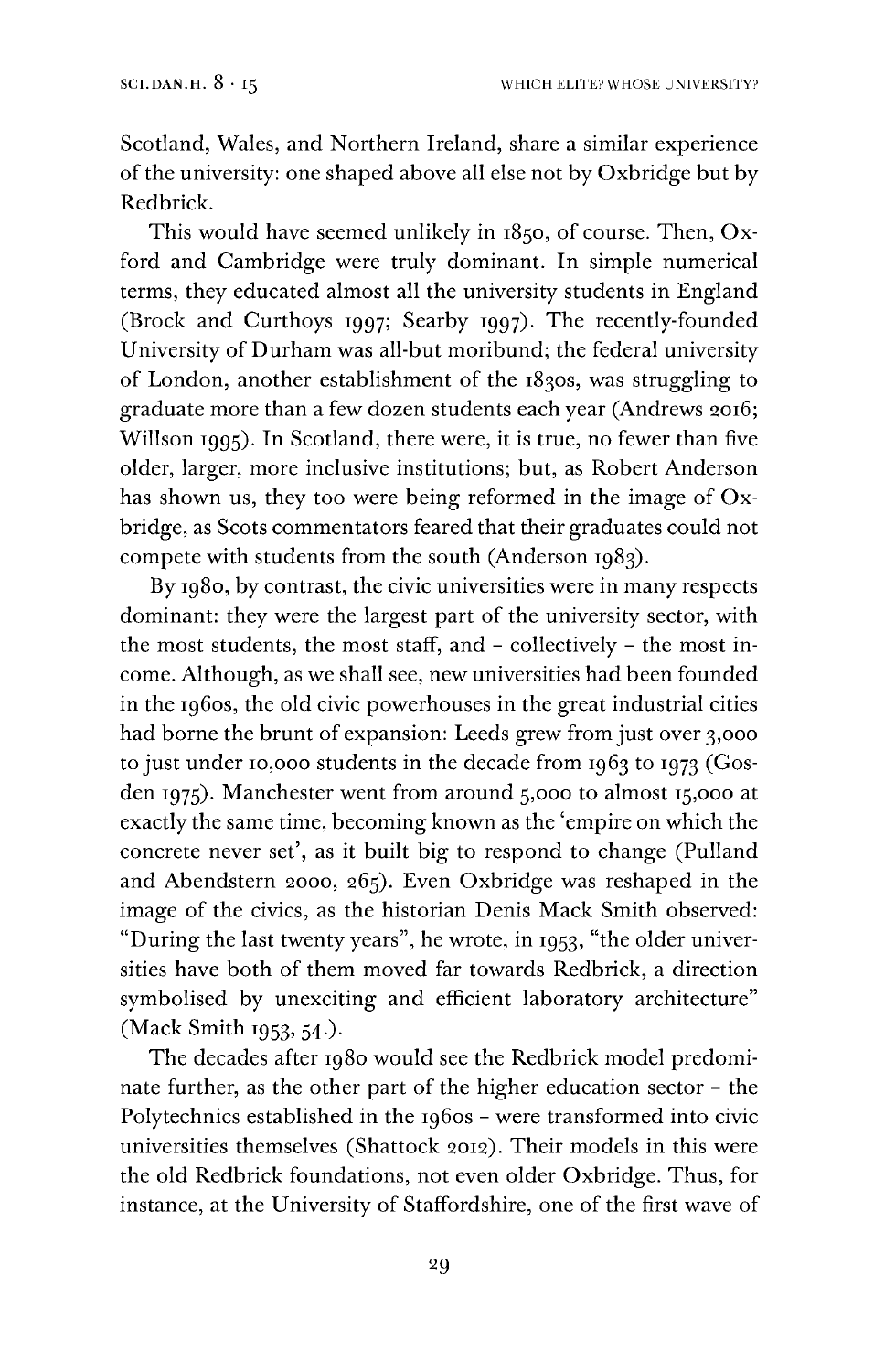Scotland, Wales, and Northern Ireland, share a similar experience of the university: one shaped above all else not by Oxbridge but by Redbrick.

This would have seemed unlikely in 1850, of course. Then, Oxford and Cambridge were truly dominant. In simple numerical terms, they educated almost all the university students in England (Brock and Curthoys 1997; Searby 1997). The recently-founded University of Durham was all-but moribund; the federal university of London, another establishment of the 1830s, was struggling to graduate more than a few dozen students each year (Andrews 2016; Willson 1995). In Scotland, there were, it is true, no fewer than five older, larger, more inclusive institutions; but, as Robert Anderson has shown us, they too were being reformed in the image of Oxbridge, as Scots commentators feared that their graduates could not compete with students from the south (Anderson 1983).

By 1980, by contrast, the civic universities were in many respects dominant: they were the largest part of the university sector, with the most students, the most staff, and – collectively – the most income. Although, as we shall see, new universities had been founded in the 1960s, the old civic powerhouses in the great industrial cities had borne the brunt of expansion: Leeds grew from just over 3,000 to just under 10,000 students in the decade from 1963 to 1973 (Gosden 1975). Manchester went from around 5,000 to almost 15,000 at exactly the same time, becoming known as the 'empire on which the concrete never set', as it built big to respond to change (Pulland and Abendstern 2000, 265). Even Oxbridge was reshaped in the image of the civics, as the historian Denis Mack Smith observed: "During the last twenty years", he wrote, in 1953, "the older universities have both of them moved far towards Redbrick, a direction symbolised by unexciting and efficient laboratory architecture" (Mack Smith 1953, 54.).

The decades after 1980 would see the Redbrick model predominate further, as the other part of the higher education sector – the Polytechnics established in the 1960s – were transformed into civic universities themselves (Shattock 2012). Their models in this were the old Redbrick foundations, not even older Oxbridge. Thus, for instance, at the University of Staffordshire, one of the first wave of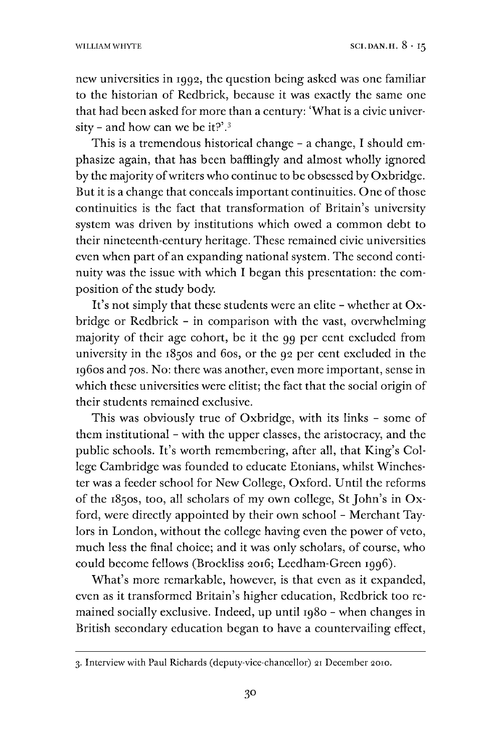new universities in 1992, the question being asked was one familiar to the historian of Redbrick, because it was exactly the same one that had been asked for more than a century: 'What is a civic university – and how can we be it?'.[3]

This is a tremendous historical change – a change, I should emphasize again, that has been bafflingly and almost wholly ignored by the majority of writers who continue to be obsessed by Oxbridge. But it is a change that conceals important continuities. One of those continuities is the fact that transformation of Britain's university system was driven by institutions which owed a common debt to their nineteenth-century heritage. These remained civic universities even when part of an expanding national system. The second continuity was the issue with which I began this presentation: the composition of the study body.

It's not simply that these students were an elite – whether at Oxbridge or Redbrick – in comparison with the vast, overwhelming majority of their age cohort, be it the 99 per cent excluded from university in the 1850s and 60s, or the 92 per cent excluded in the 1960s and 70s. No: there was another, even more important, sense in which these universities were elitist; the fact that the social origin of their students remained exclusive.

This was obviously true of Oxbridge, with its links – some of them institutional – with the upper classes, the aristocracy, and the public schools. It's worth remembering, after all, that King's College Cambridge was founded to educate Etonians, whilst Winchester was a feeder school for New College, Oxford. Until the reforms of the 1850s, too, all scholars of my own college, St John's in Oxford, were directly appointed by their own school – Merchant Taylors in London, without the college having even the power of veto, much less the final choice; and it was only scholars, of course, who could become fellows (Brockliss 2016; Leedham-Green 1996).

What's more remarkable, however, is that even as it expanded, even as it transformed Britain's higher education, Redbrick too remained socially exclusive. Indeed, up until 1980 – when changes in British secondary education began to have a countervailing effect,

---

3. Interview with Paul Richards (deputy-vice-chancellor) 21 December 2010.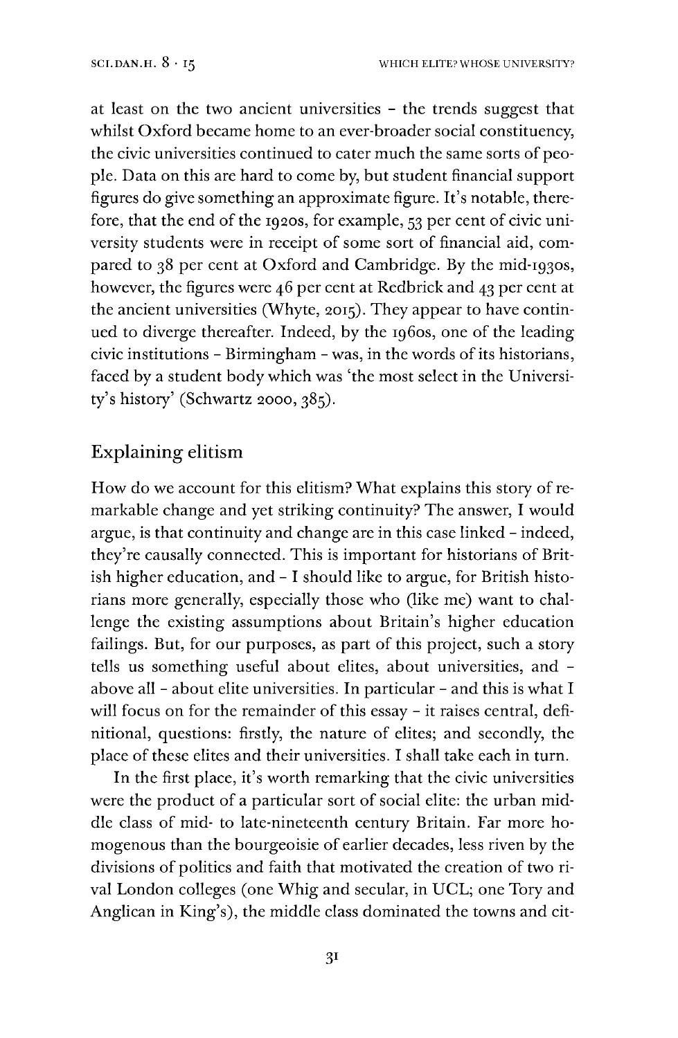at least on the two ancient universities – the trends suggest that whilst Oxford became home to an ever-broader social constituency, the civic universities continued to cater much the same sorts of people. Data on this are hard to come by, but student financial support figures do give something an approximate figure. It's notable, therefore, that the end of the 1920s, for example, 53 per cent of civic university students were in receipt of some sort of financial aid, compared to 38 per cent at Oxford and Cambridge. By the mid-1930s, however, the figures were 46 per cent at Redbrick and 43 per cent at the ancient universities (Whyte, 2015). They appear to have continued to diverge thereafter. Indeed, by the 1960s, one of the leading civic institutions – Birmingham – was, in the words of its historians, faced by a student body which was 'the most select in the University's history' (Schwartz 2000, 385).

## Explaining elitism

How do we account for this elitism? What explains this story of remarkable change and yet striking continuity? The answer, I would argue, is that continuity and change are in this case linked – indeed, they're causally connected. This is important for historians of British higher education, and – I should like to argue, for British historians more generally, especially those who (like me) want to challenge the existing assumptions about Britain's higher education failings. But, for our purposes, as part of this project, such a story tells us something useful about elites, about universities, and – above all – about elite universities. In particular – and this is what I will focus on for the remainder of this essay – it raises central, definitional, questions: firstly, the nature of elites; and secondly, the place of these elites and their universities. I shall take each in turn.

In the first place, it's worth remarking that the civic universities were the product of a particular sort of social elite: the urban middle class of mid- to late-nineteenth century Britain. Far more homogenous than the bourgeoisie of earlier decades, less riven by the divisions of politics and faith that motivated the creation of two rival London colleges (one Whig and secular, in UCL; one Tory and Anglican in King's), the middle class dominated the towns and cit-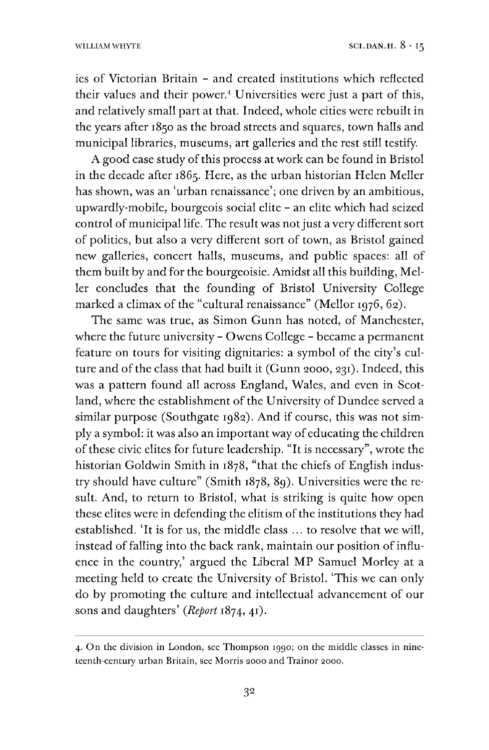ies of Victorian Britain – and created institutions which reflected their values and their power.[4] Universities were just a part of this, and relatively small part at that. Indeed, whole cities were rebuilt in the years after 1850 as the broad streets and squares, town halls and municipal libraries, museums, art galleries and the rest still testify.

A good case study of this process at work can be found in Bristol in the decade after 1865. Here, as the urban historian Helen Meller has shown, was an 'urban renaissance'; one driven by an ambitious, upwardly-mobile, bourgeois social elite – an elite which had seized control of municipal life. The result was not just a very different sort of politics, but also a very different sort of town, as Bristol gained new galleries, concert halls, museums, and public spaces: all of them built by and for the bourgeoisie. Amidst all this building, Meller concludes that the founding of Bristol University College marked a climax of the "cultural renaissance" (Mellor 1976, 62).

The same was true, as Simon Gunn has noted, of Manchester, where the future university – Owens College – became a permanent feature on tours for visiting dignitaries: a symbol of the city's culture and of the class that had built it (Gunn 2000, 231). Indeed, this was a pattern found all across England, Wales, and even in Scotland, where the establishment of the University of Dundee served a similar purpose (Southgate 1982). And if course, this was not simply a symbol: it was also an important way of educating the children of these civic elites for future leadership. "It is necessary", wrote the historian Goldwin Smith in 1878, "that the chiefs of English industry should have culture" (Smith 1878, 89). Universities were the result. And, to return to Bristol, what is striking is quite how open these elites were in defending the elitism of the institutions they had established. 'It is for us, the middle class ... to resolve that we will, instead of falling into the back rank, maintain our position of influence in the country,' argued the Liberal MP Samuel Morley at a meeting held to create the University of Bristol. 'This we can only do by promoting the culture and intellectual advancement of our sons and daughters' (*Report* 1874, 41).

4. On the division in London, see Thompson 1990; on the middle classes in nineteenth-century urban Britain, see Morris 2000 and Trainor 2000.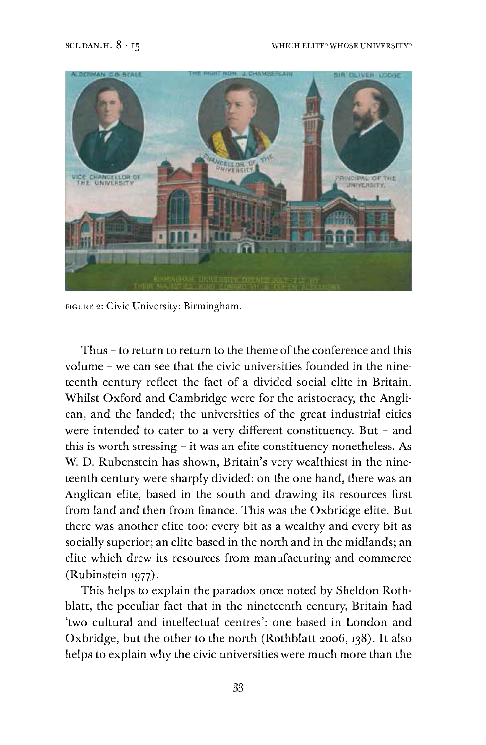FIGURE 2: Civic University: Birmingham.

Thus – to return to return to the theme of the conference and this volume – we can see that the civic universities founded in the nineteenth century reflect the fact of a divided social elite in Britain. Whilst Oxford and Cambridge were for the aristocracy, the Anglican, and the landed; the universities of the great industrial cities were intended to cater to a very different constituency. But – and this is worth stressing – it was an elite constituency nonetheless. As W. D. Rubenstein has shown, Britain's very wealthiest in the nineteenth century were sharply divided: on the one hand, there was an Anglican elite, based in the south and drawing its resources first from land and then from finance. This was the Oxbridge elite. But there was another elite too: every bit as a wealthy and every bit as socially superior; an elite based in the north and in the midlands; an elite which drew its resources from manufacturing and commerce (Rubinstein 1977).

This helps to explain the paradox once noted by Sheldon Rothblatt, the peculiar fact that in the nineteenth century, Britain had 'two cultural and intellectual centres': one based in London and Oxbridge, but the other to the north (Rothblatt 2006, 138). It also helps to explain why the civic universities were much more than the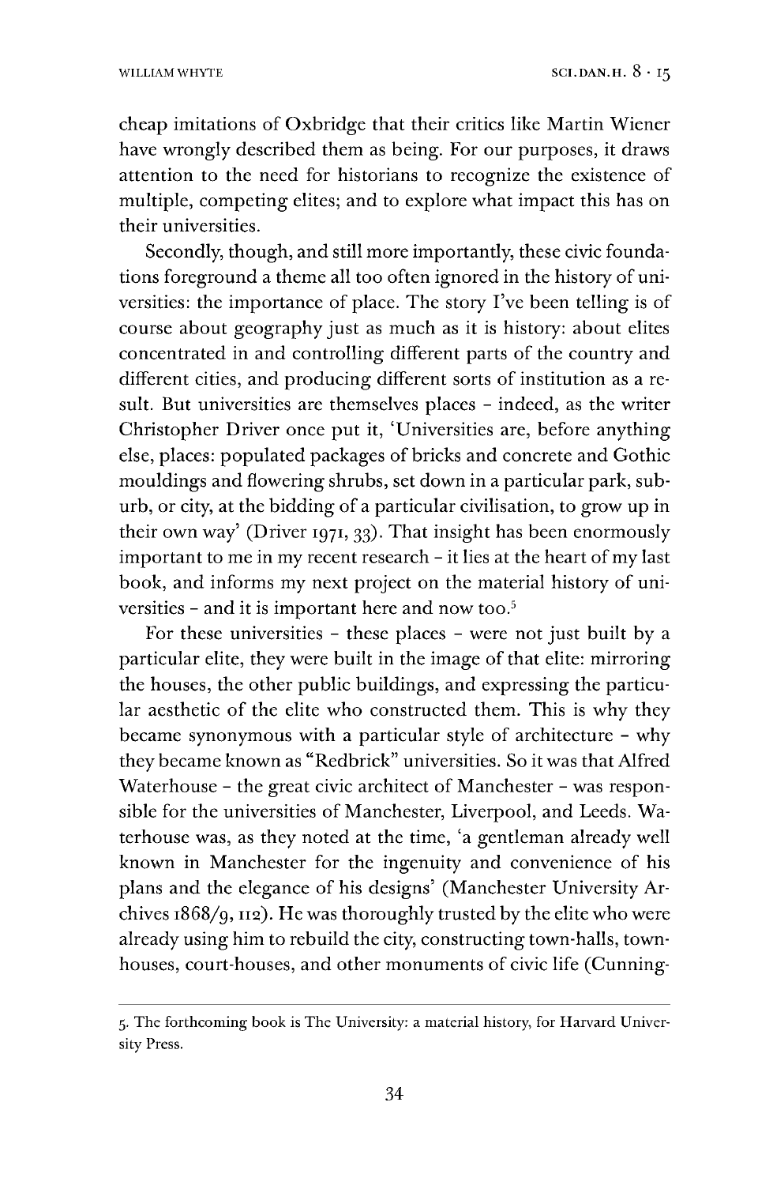cheap imitations of Oxbridge that their critics like Martin Wiener have wrongly described them as being. For our purposes, it draws attention to the need for historians to recognize the existence of multiple, competing elites; and to explore what impact this has on their universities.

Secondly, though, and still more importantly, these civic foundations foreground a theme all too often ignored in the history of universities: the importance of place. The story I've been telling is of course about geography just as much as it is history: about elites concentrated in and controlling different parts of the country and different cities, and producing different sorts of institution as a result. But universities are themselves places – indeed, as the writer Christopher Driver once put it, 'Universities are, before anything else, places: populated packages of bricks and concrete and Gothic mouldings and flowering shrubs, set down in a particular park, suburb, or city, at the bidding of a particular civilisation, to grow up in their own way' (Driver 1971, 33). That insight has been enormously important to me in my recent research – it lies at the heart of my last book, and informs my next project on the material history of universities – and it is important here and now too.[5]

For these universities – these places – were not just built by a particular elite, they were built in the image of that elite: mirroring the houses, the other public buildings, and expressing the particular aesthetic of the elite who constructed them. This is why they became synonymous with a particular style of architecture – why they became known as "Redbrick" universities. So it was that Alfred Waterhouse – the great civic architect of Manchester – was responsible for the universities of Manchester, Liverpool, and Leeds. Waterhouse was, as they noted at the time, 'a gentleman already well known in Manchester for the ingenuity and convenience of his plans and the elegance of his designs' (Manchester University Archives 1868/9, 112). He was thoroughly trusted by the elite who were already using him to rebuild the city, constructing town-halls, town-houses, court-houses, and other monuments of civic life (Cunning-

5. The forthcoming book is The University: a material history, for Harvard University Press.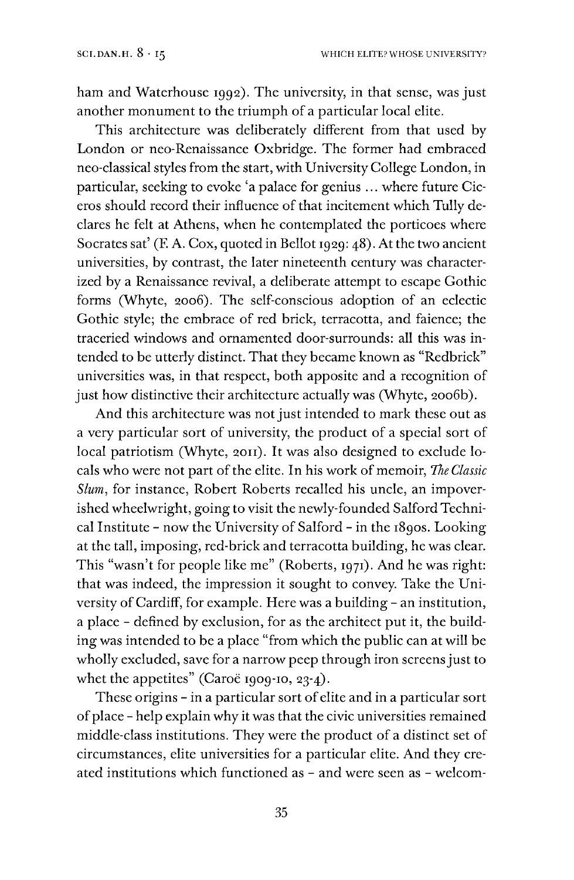ham and Waterhouse 1992). The university, in that sense, was just another monument to the triumph of a particular local elite.

This architecture was deliberately different from that used by London or neo-Renaissance Oxbridge. The former had embraced neo-classical styles from the start, with University College London, in particular, seeking to evoke 'a palace for genius ... where future Ciceros should record their influence of that incitement which Tully declares he felt at Athens, when he contemplated the porticoes where Socrates sat' (F. A. Cox, quoted in Bellot 1929: 48). At the two ancient universities, by contrast, the later nineteenth century was characterized by a Renaissance revival, a deliberate attempt to escape Gothic forms (Whyte, 2006). The self-conscious adoption of an eclectic Gothic style; the embrace of red brick, terracotta, and faience; the traceried windows and ornamented door-surrounds: all this was intended to be utterly distinct. That they became known as "Redbrick" universities was, in that respect, both apposite and a recognition of just how distinctive their architecture actually was (Whyte, 2006b).

And this architecture was not just intended to mark these out as a very particular sort of university, the product of a special sort of local patriotism (Whyte, 2011). It was also designed to exclude locals who were not part of the elite. In his work of memoir, *The Classic Slum*, for instance, Robert Roberts recalled his uncle, an impoverished wheelwright, going to visit the newly-founded Salford Technical Institute - now the University of Salford - in the 1890s. Looking at the tall, imposing, red-brick and terracotta building, he was clear. This "wasn't for people like me" (Roberts, 1971). And he was right: that was indeed, the impression it sought to convey. Take the University of Cardiff, for example. Here was a building - an institution, a place - defined by exclusion, for as the architect put it, the building was intended to be a place "from which the public can at will be wholly excluded, save for a narrow peep through iron screens just to whet the appetites" (Caroë 1909-10, 23-4).

These origins - in a particular sort of elite and in a particular sort of place - help explain why it was that the civic universities remained middle-class institutions. They were the product of a distinct set of circumstances, elite universities for a particular elite. And they created institutions which functioned as - and were seen as - welcom-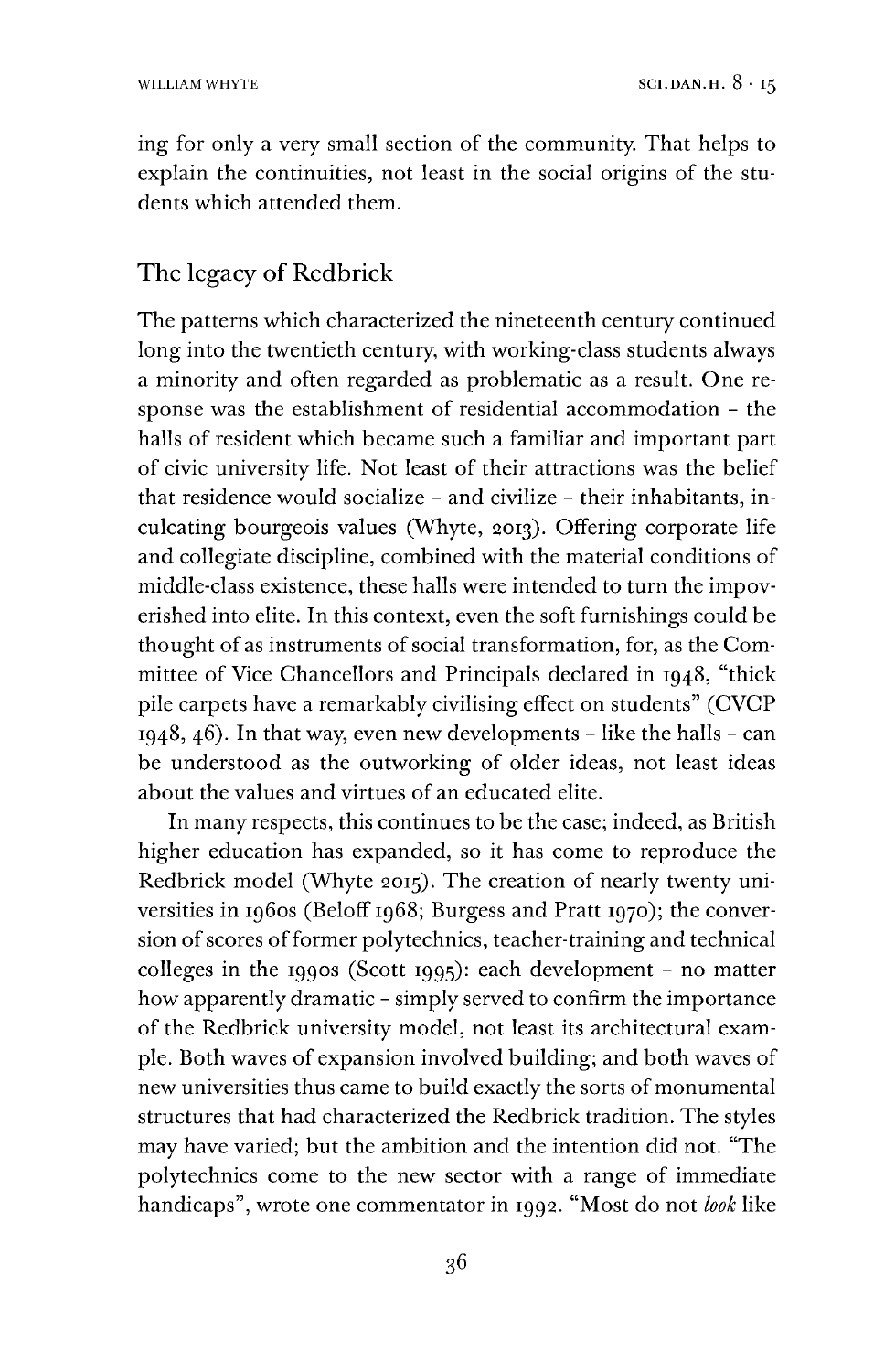ing for only a very small section of the community. That helps to explain the continuities, not least in the social origins of the students which attended them.

## The legacy of Redbrick

The patterns which characterized the nineteenth century continued long into the twentieth century, with working-class students always a minority and often regarded as problematic as a result. One response was the establishment of residential accommodation – the halls of resident which became such a familiar and important part of civic university life. Not least of their attractions was the belief that residence would socialize – and civilize – their inhabitants, inculcating bourgeois values (Whyte, 2013). Offering corporate life and collegiate discipline, combined with the material conditions of middle-class existence, these halls were intended to turn the impoverished into elite. In this context, even the soft furnishings could be thought of as instruments of social transformation, for, as the Committee of Vice Chancellors and Principals declared in 1948, "thick pile carpets have a remarkably civilising effect on students" (CVCP 1948, 46). In that way, even new developments – like the halls – can be understood as the outworking of older ideas, not least ideas about the values and virtues of an educated elite.

In many respects, this continues to be the case; indeed, as British higher education has expanded, so it has come to reproduce the Redbrick model (Whyte 2015). The creation of nearly twenty universities in 1960s (Beloff 1968; Burgess and Pratt 1970); the conversion of scores of former polytechnics, teacher-training and technical colleges in the 1990s (Scott 1995): each development – no matter how apparently dramatic – simply served to confirm the importance of the Redbrick university model, not least its architectural example. Both waves of expansion involved building; and both waves of new universities thus came to build exactly the sorts of monumental structures that had characterized the Redbrick tradition. The styles may have varied; but the ambition and the intention did not. "The polytechnics come to the new sector with a range of immediate handicaps", wrote one commentator in 1992. "Most do not *look* like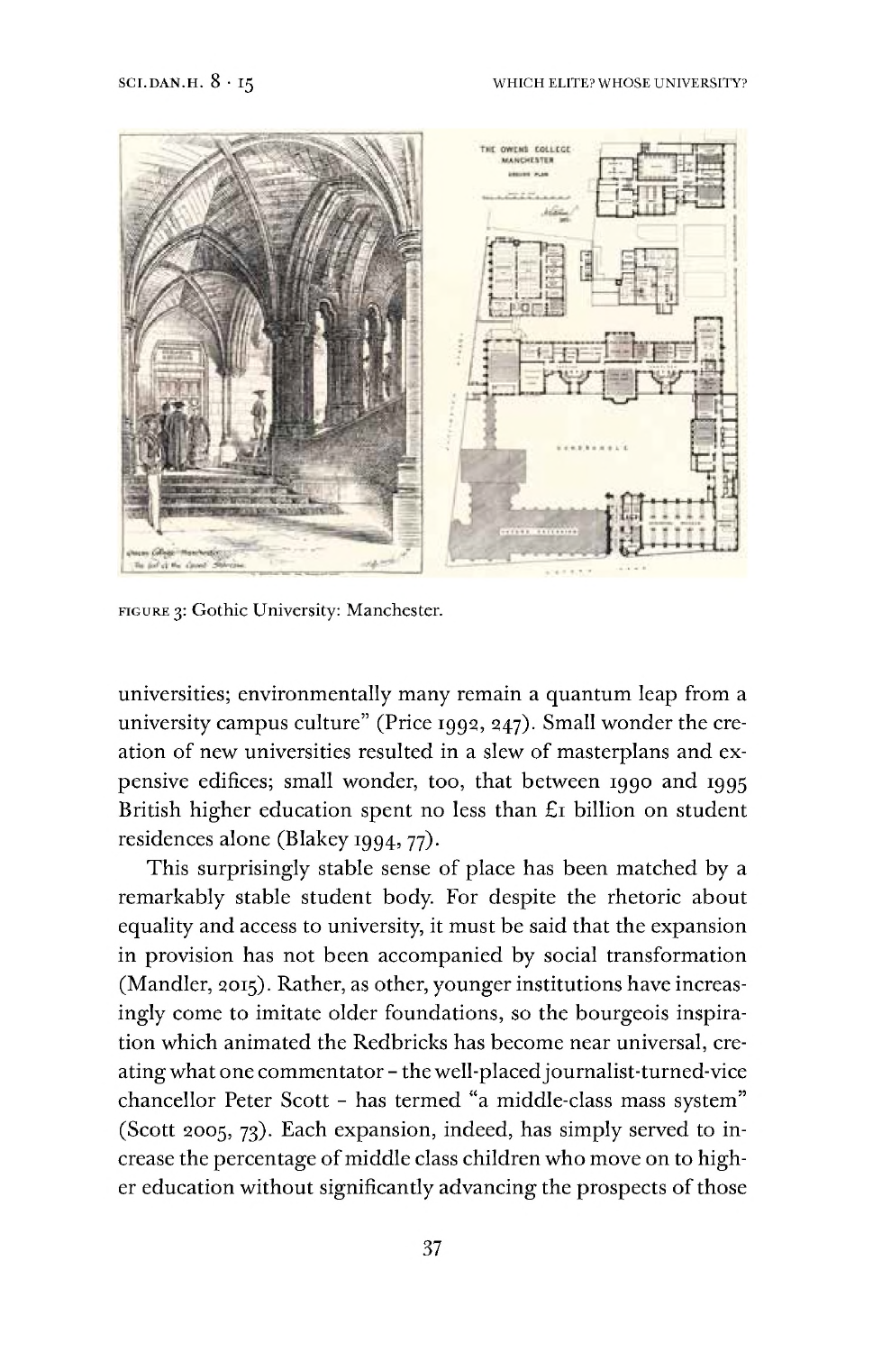FIGURE 3: Gothic University: Manchester.

universities; environmentally many remain a quantum leap from a university campus culture" (Price 1992, 247). Small wonder the creation of new universities resulted in a slew of masterplans and expensive edifices; small wonder, too, that between 1990 and 1995 British higher education spent no less than £1 billion on student residences alone (Blakey 1994, 77).

This surprisingly stable sense of place has been matched by a remarkably stable student body. For despite the rhetoric about equality and access to university, it must be said that the expansion in provision has not been accompanied by social transformation (Mandler, 2015). Rather, as other, younger institutions have increasingly come to imitate older foundations, so the bourgeois inspiration which animated the Redbricks has become near universal, creating what one commentator – the well-placed journalist-turned-vice chancellor Peter Scott – has termed "a middle-class mass system" (Scott 2005, 73). Each expansion, indeed, has simply served to increase the percentage of middle class children who move on to higher education without significantly advancing the prospects of those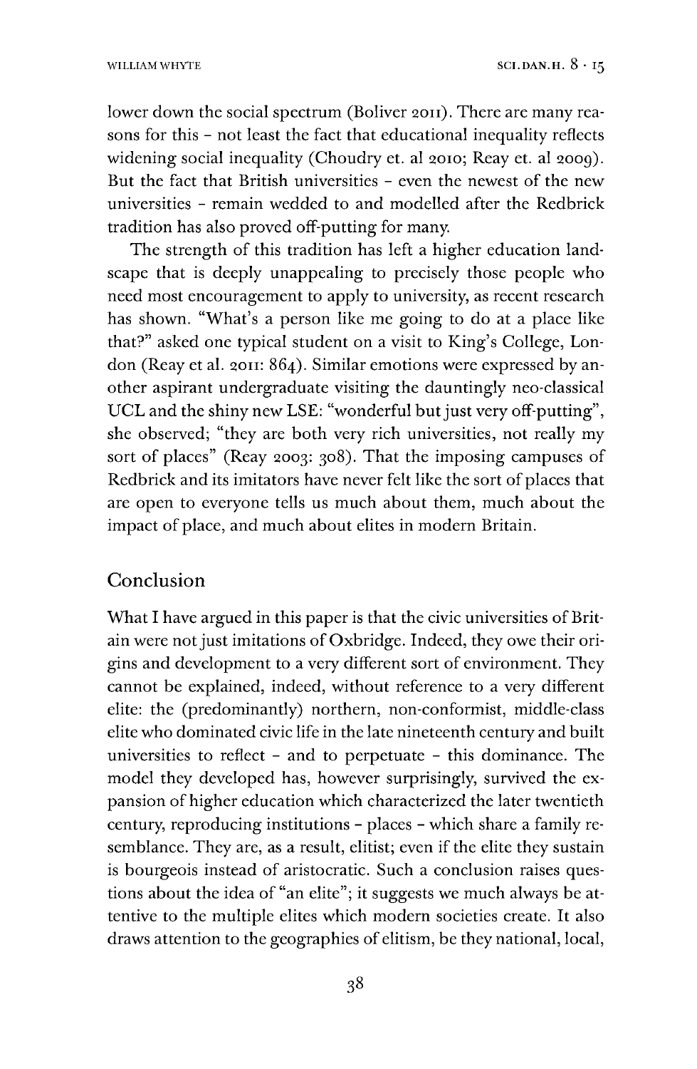lower down the social spectrum (Boliver 2011). There are many reasons for this – not least the fact that educational inequality reflects widening social inequality (Choudry et. al 2010; Reay et. al 2009). But the fact that British universities – even the newest of the new universities – remain wedded to and modelled after the Redbrick tradition has also proved off-putting for many.

The strength of this tradition has left a higher education landscape that is deeply unappealing to precisely those people who need most encouragement to apply to university, as recent research has shown. "What's a person like me going to do at a place like that?" asked one typical student on a visit to King's College, London (Reay et al. 2011: 864). Similar emotions were expressed by another aspirant undergraduate visiting the dauntingly neo-classical UCL and the shiny new LSE: "wonderful but just very off-putting", she observed; "they are both very rich universities, not really my sort of places" (Reay 2003: 308). That the imposing campuses of Redbrick and its imitators have never felt like the sort of places that are open to everyone tells us much about them, much about the impact of place, and much about elites in modern Britain.

## Conclusion

What I have argued in this paper is that the civic universities of Britain were not just imitations of Oxbridge. Indeed, they owe their origins and development to a very different sort of environment. They cannot be explained, indeed, without reference to a very different elite: the (predominantly) northern, non-conformist, middle-class elite who dominated civic life in the late nineteenth century and built universities to reflect – and to perpetuate – this dominance. The model they developed has, however surprisingly, survived the expansion of higher education which characterized the later twentieth century, reproducing institutions – places – which share a family resemblance. They are, as a result, elitist; even if the elite they sustain is bourgeois instead of aristocratic. Such a conclusion raises questions about the idea of "an elite"; it suggests we much always be attentive to the multiple elites which modern societies create. It also draws attention to the geographies of elitism, be they national, local,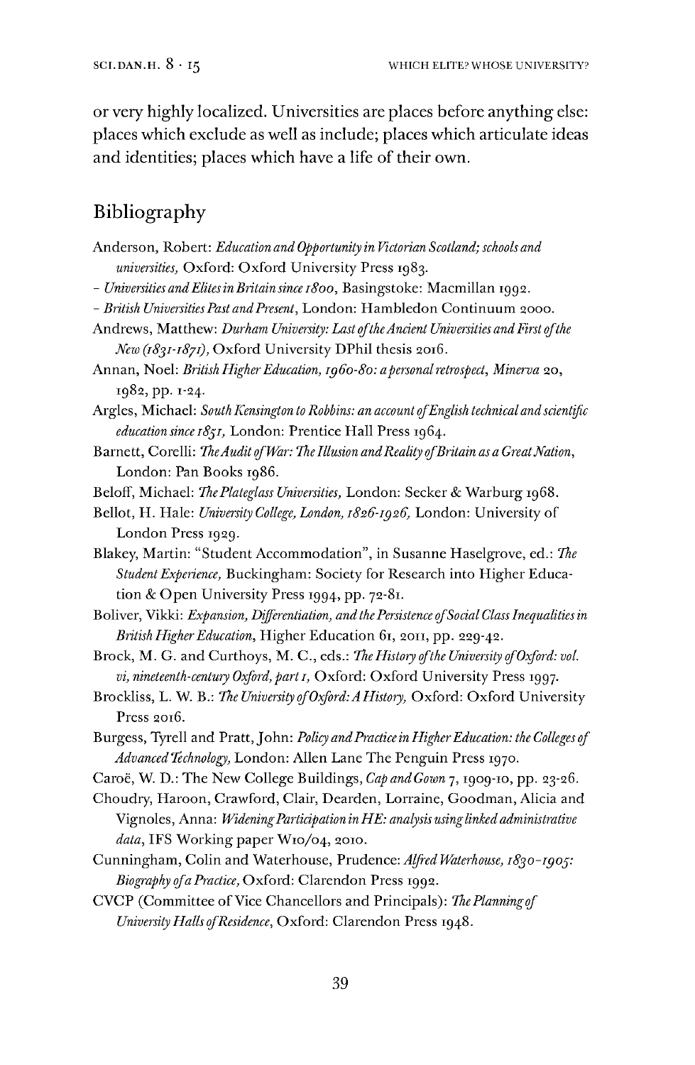or very highly localized. Universities are places before anything else: places which exclude as well as include; places which articulate ideas and identities; places which have a life of their own.

## Bibliography

Anderson, Robert: *Education and Opportunity in Victorian Scotland; schools and universities,* Oxford: Oxford University Press 1983.

- *Universities and Elites in Britain since 1800*, Basingstoke: Macmillan 1992.

- *British Universities Past and Present*, London: Hambledon Continuum 2000.

Andrews, Matthew: *Durham University: Last of the Ancient Universities and First of the New (1831-1871),* Oxford University DPhil thesis 2016.

Annan, Noel: *British Higher Education, 1960-80: a personal retrospect, Minerva* 20, 1982, pp. 1-24.

Argles, Michael: *South Kensington to Robbins: an account of English technical and scientific education since 1851,* London: Prentice Hall Press 1964.

Barnett, Corelli: *The Audit of War: The Illusion and Reality of Britain as a Great Nation,* London: Pan Books 1986.

Beloff, Michael: *The Plateglass Universities,* London: Secker & Warburg 1968.

Bellot, H. Hale: *University College, London, 1826-1926,* London: University of London Press 1929.

Blakey, Martin: "Student Accommodation", in Susanne Haselgrove, ed.: *The Student Experience,* Buckingham: Society for Research into Higher Education & Open University Press 1994, pp. 72-81.

Boliver, Vikki: *Expansion, Differentiation, and the Persistence of Social Class Inequalities in British Higher Education,* Higher Education 61, 2011, pp. 229-42.

Brock, M. G. and Curthoys, M. C., eds.: *The History of the University of Oxford: vol. vi, nineteenth-century Oxford, part 1,* Oxford: Oxford University Press 1997.

Brockliss, L. W. B.: *The University of Oxford: A History,* Oxford: Oxford University Press 2016.

Burgess, Tyrell and Pratt, John: *Policy and Practice in Higher Education: the Colleges of Advanced Technology,* London: Allen Lane The Penguin Press 1970.

Caroë, W. D.: The New College Buildings, *Cap and Gown* 7, 1909-10, pp. 23-26.

Choudry, Haroon, Crawford, Clair, Dearden, Lorraine, Goodman, Alicia and Vignoles, Anna: *Widening Participation in HE: analysis using linked administrative data,* IFS Working paper W10/04, 2010.

Cunningham, Colin and Waterhouse, Prudence: *Alfred Waterhouse, 1830-1905: Biography of a Practice,* Oxford: Clarendon Press 1992.

CVCP (Committee of Vice Chancellors and Principals): *The Planning of University Halls of Residence,* Oxford: Clarendon Press 1948.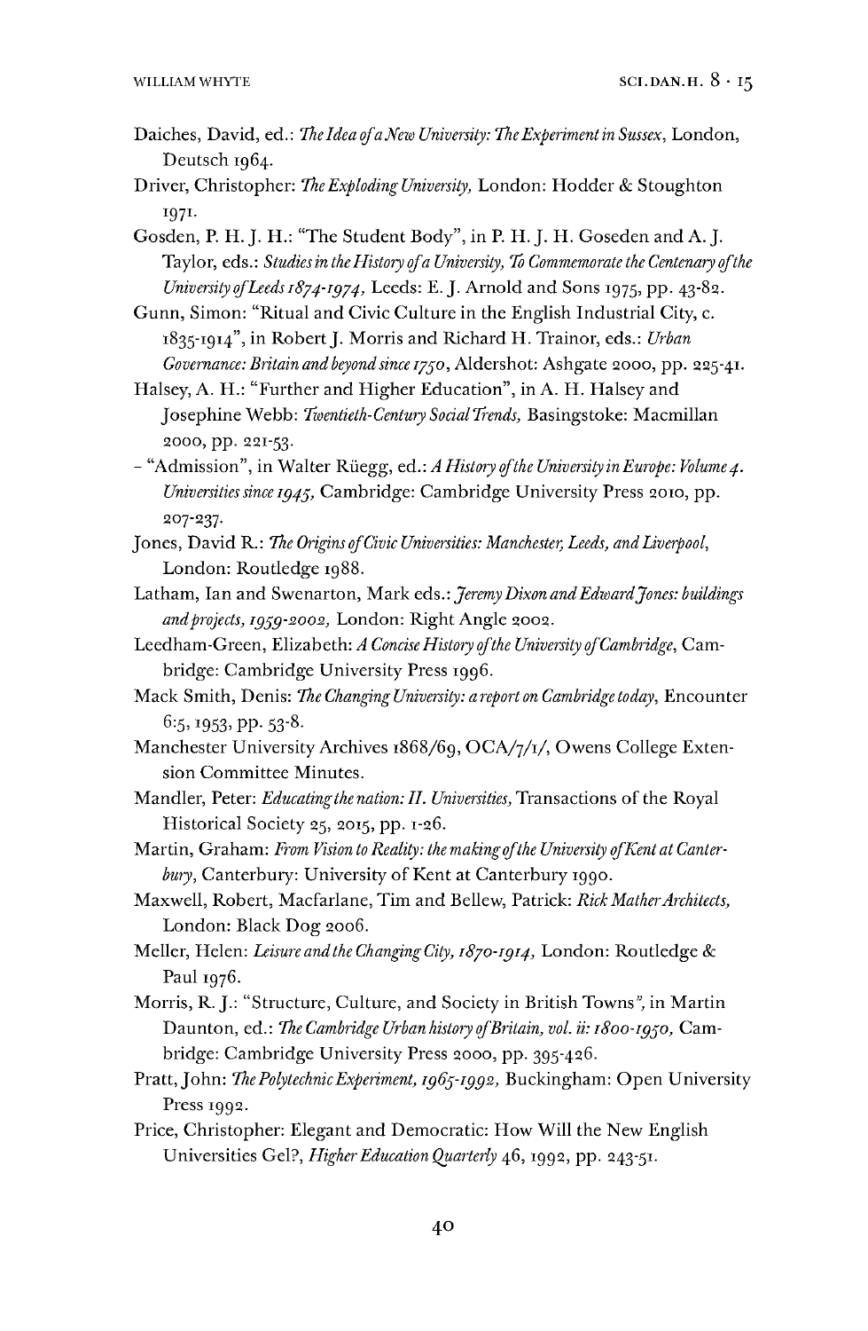Daiches, David, ed.: *The Idea of a New University: The Experiment in Sussex*, London, Deutsch 1964.

Driver, Christopher: *The Exploding University,* London: Hodder & Stoughton 1971.

Gosden, P. H. J. H.: "The Student Body", in P. H. J. H. Goseden and A. J. Taylor, eds.: *Studies in the History of a University, To Commemorate the Centenary of the University of Leeds 1874-1974,* Leeds: E. J. Arnold and Sons 1975, pp. 43-82.

Gunn, Simon: "Ritual and Civic Culture in the English Industrial City, c. 1835-1914", in Robert J. Morris and Richard H. Trainor, eds.: *Urban Governance: Britain and beyond since 1750*, Aldershot: Ashgate 2000, pp. 225-41.

Halsey, A. H.: "Further and Higher Education", in A. H. Halsey and Josephine Webb: *Twentieth-Century Social Trends,* Basingstoke: Macmillan 2000, pp. 221-53.

– "Admission", in Walter Rüegg, ed.: *A History of the University in Europe: Volume 4. Universities since 1945,* Cambridge: Cambridge University Press 2010, pp. 207-237.

Jones, David R.: *The Origins of Civic Universities: Manchester, Leeds, and Liverpool,* London: Routledge 1988.

Latham, Ian and Swenarton, Mark eds.: *Jeremy Dixon and Edward Jones: buildings and projects, 1959-2002,* London: Right Angle 2002.

Leedham-Green, Elizabeth: *A Concise History of the University of Cambridge*, Cambridge: Cambridge University Press 1996.

Mack Smith, Denis: *The Changing University: a report on Cambridge today*, Encounter 6:5, 1953, pp. 53-8.

Manchester University Archives 1868/69, OCA/7/1/, Owens College Extension Committee Minutes.

Mandler, Peter: *Educating the nation: II. Universities,* Transactions of the Royal Historical Society 25, 2015, pp. 1-26.

Martin, Graham: *From Vision to Reality: the making of the University of Kent at Canterbury*, Canterbury: University of Kent at Canterbury 1990.

Maxwell, Robert, Macfarlane, Tim and Bellew, Patrick: *Rick Mather Architects,* London: Black Dog 2006.

Meller, Helen: *Leisure and the Changing City, 1870-1914,* London: Routledge & Paul 1976.

Morris, R. J.: "Structure, Culture, and Society in British Towns", in Martin Daunton, ed.: *The Cambridge Urban history of Britain, vol. ii: 1800-1950,* Cambridge: Cambridge University Press 2000, pp. 395-426.

Pratt, John: *The Polytechnic Experiment, 1965-1992,* Buckingham: Open University Press 1992.

Price, Christopher: Elegant and Democratic: How Will the New English Universities Gel?, *Higher Education Quarterly* 46, 1992, pp. 243-51.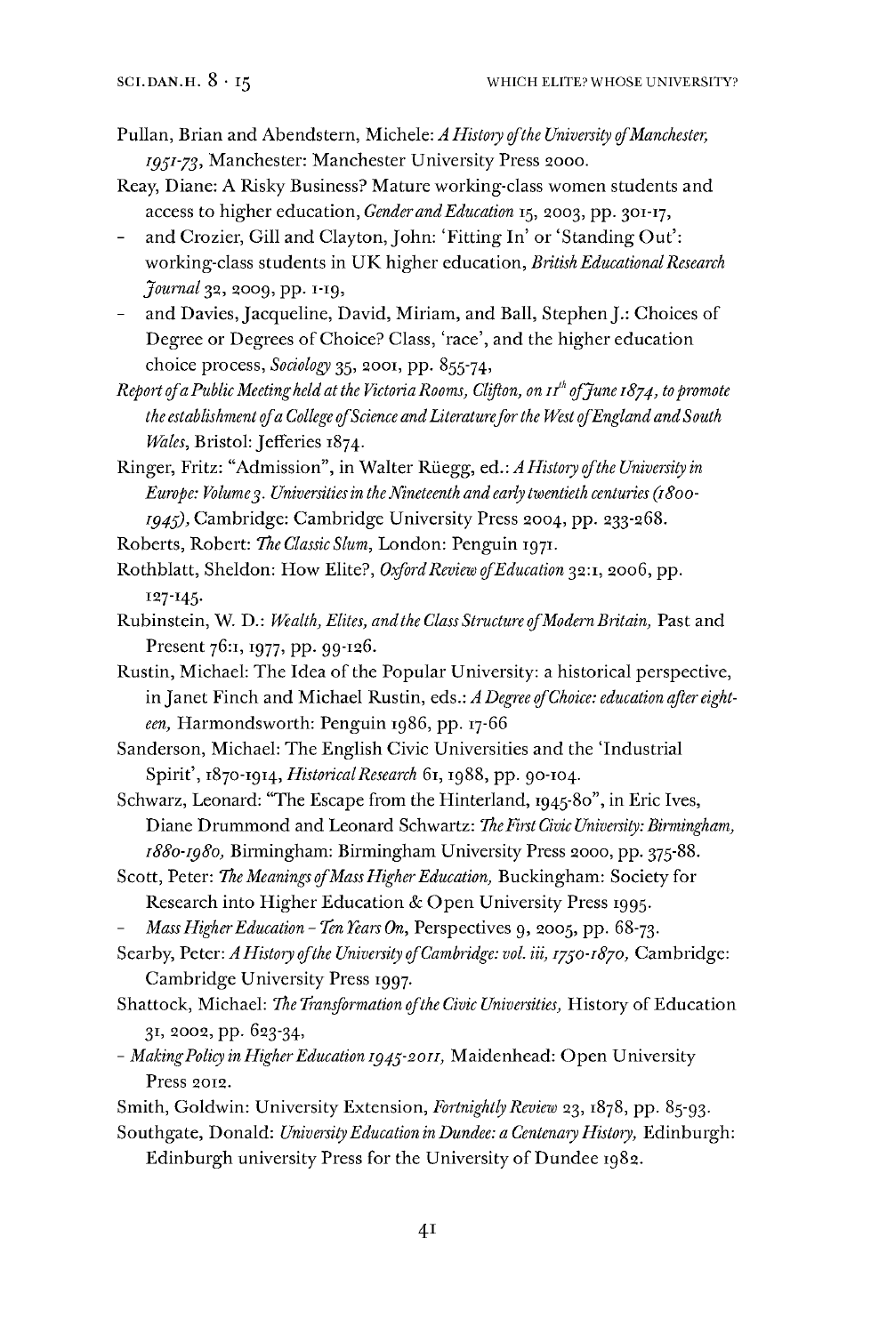Pullan, Brian and Abendstern, Michele: *A History of the University of Manchester, 1951-73*, Manchester: Manchester University Press 2000.

Reay, Diane: A Risky Business? Mature working-class women students and access to higher education, *Gender and Education* 15, 2003, pp. 301-17,

- and Crozier, Gill and Clayton, John: 'Fitting In' or 'Standing Out': working-class students in UK higher education, *British Educational Research Journal* 32, 2009, pp. 1-19,
- and Davies, Jacqueline, David, Miriam, and Ball, Stephen J.: Choices of Degree or Degrees of Choice? Class, 'race', and the higher education choice process, *Sociology* 35, 2001, pp. 855-74,

*Report of a Public Meeting held at the Victoria Rooms, Clifton, on 11th of June 1874, to promote the establishment of a College of Science and Literature for the West of England and South Wales*, Bristol: Jefferies 1874.

Ringer, Fritz: "Admission", in Walter Rüegg, ed.: *A History of the University in Europe: Volume 3. Universities in the Nineteenth and early twentieth centuries (1800-1945)*, Cambridge: Cambridge University Press 2004, pp. 233-268.

Roberts, Robert: *The Classic Slum*, London: Penguin 1971.

Rothblatt, Sheldon: How Elite?, *Oxford Review of Education* 32:1, 2006, pp. 127-145.

Rubinstein, W. D.: *Wealth, Elites, and the Class Structure of Modern Britain,* Past and Present 76:1, 1977, pp. 99-126.

Rustin, Michael: The Idea of the Popular University: a historical perspective, in Janet Finch and Michael Rustin, eds.: *A Degree of Choice: education after eighteen,* Harmondsworth: Penguin 1986, pp. 17-66

Sanderson, Michael: The English Civic Universities and the 'Industrial Spirit', 1870-1914, *Historical Research* 61, 1988, pp. 90-104.

Schwarz, Leonard: "The Escape from the Hinterland, 1945-80", in Eric Ives, Diane Drummond and Leonard Schwartz: *The First Civic University: Birmingham, 1880-1980,* Birmingham: Birmingham University Press 2000, pp. 375-88.

Scott, Peter: *The Meanings of Mass Higher Education,* Buckingham: Society for Research into Higher Education & Open University Press 1995.

- *Mass Higher Education – Ten Years On,* Perspectives 9, 2005, pp. 68-73.

Searby, Peter: *A History of the University of Cambridge: vol. iii, 1750-1870,* Cambridge: Cambridge University Press 1997.

Shattock, Michael: *The Transformation of the Civic Universities,* History of Education 31, 2002, pp. 623-34,

- *Making Policy in Higher Education 1945-2011,* Maidenhead: Open University Press 2012.

Smith, Goldwin: University Extension, *Fortnightly Review* 23, 1878, pp. 85-93.

Southgate, Donald: *University Education in Dundee: a Centenary History,* Edinburgh: Edinburgh university Press for the University of Dundee 1982.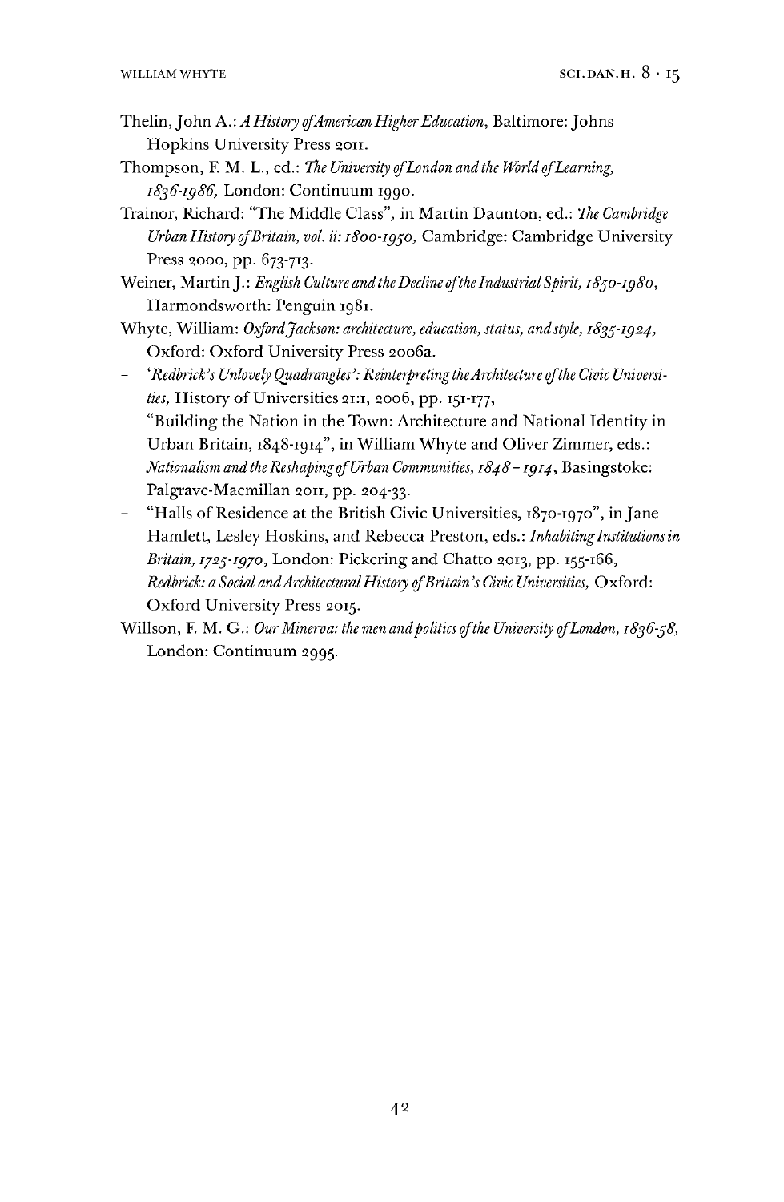Thelin, John A.: *A History of American Higher Education*, Baltimore: Johns Hopkins University Press 2011.

Thompson, F. M. L., ed.: *The University of London and the World of Learning, 1836-1986,* London: Continuum 1990.

Trainor, Richard: "The Middle Class", in Martin Daunton, ed.: *The Cambridge Urban History of Britain, vol. ii: 1800-1950,* Cambridge: Cambridge University Press 2000, pp. 673-713.

Weiner, Martin J.: *English Culture and the Decline of the Industrial Spirit, 1850-1980,* Harmondsworth: Penguin 1981.

Whyte, William: *Oxford Jackson: architecture, education, status, and style, 1835-1924,* Oxford: Oxford University Press 2006a.

- *'Redbrick's Unlovely Quadrangles': Reinterpreting the Architecture of the Civic Universities,* History of Universities 21:1, 2006, pp. 151-177,
- "Building the Nation in the Town: Architecture and National Identity in Urban Britain, 1848-1914", in William Whyte and Oliver Zimmer, eds.: *Nationalism and the Reshaping of Urban Communities, 1848 – 1914*, Basingstoke: Palgrave-Macmillan 2011, pp. 204-33.
- "Halls of Residence at the British Civic Universities, 1870-1970", in Jane Hamlett, Lesley Hoskins, and Rebecca Preston, eds.: *Inhabiting Institutions in Britain, 1725-1970*, London: Pickering and Chatto 2013, pp. 155-166,
- *Redbrick: a Social and Architectural History of Britain's Civic Universities,* Oxford: Oxford University Press 2015.

Willson, F. M. G.: *Our Minerva: the men and politics of the University of London, 1836-58,* London: Continuum 2995.